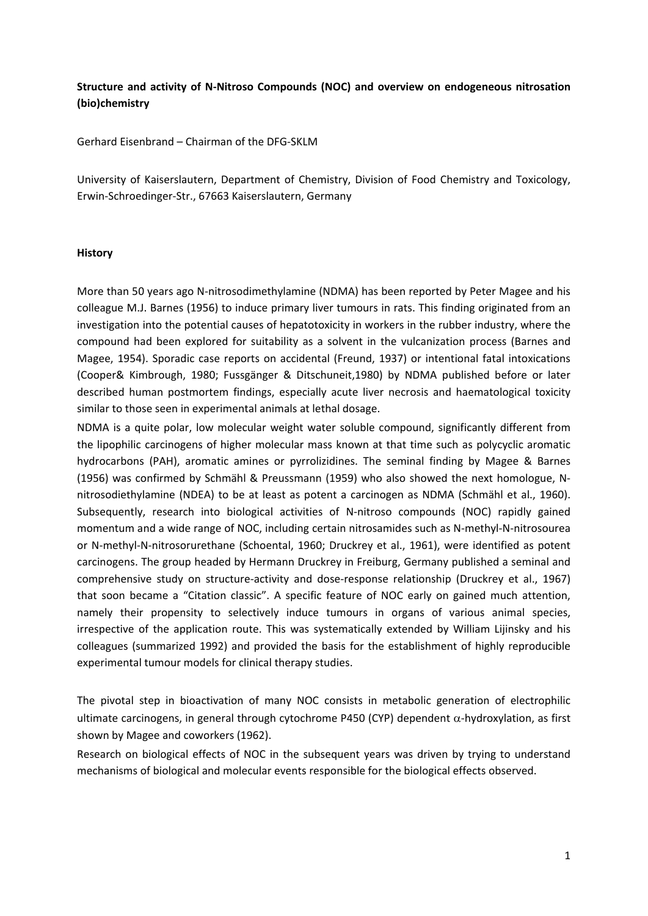**Structure and activity of N-Nitroso Compounds (NOC) and overview on endogeneous nitrosation (bio)chemistry**

Gerhard Eisenbrand – Chairman of the DFG-SKLM

University of Kaiserslautern, Department of Chemistry, Division of Food Chemistry and Toxicology, Erwin-Schroedinger-Str., 67663 Kaiserslautern, Germany

**History**

More than 50 years ago N-nitrosodimethylamine (NDMA) has been reported by Peter Magee and his colleague M.J. Barnes (1956) to induce primary liver tumours in rats. This finding originated from an investigation into the potential causes of hepatotoxicity in workers in the rubber industry, where the compound had been explored for suitability as a solvent in the vulcanization process (Barnes and Magee, 1954). Sporadic case reports on accidental (Freund, 1937) or intentional fatal intoxications (Cooper& Kimbrough, 1980; Fussgänger & Ditschuneit,1980) by NDMA published before or later described human postmortem findings, especially acute liver necrosis and haematological toxicity similar to those seen in experimental animals at lethal dosage.

NDMA is a quite polar, low molecular weight water soluble compound, significantly different from the lipophilic carcinogens of higher molecular mass known at that time such as polycyclic aromatic hydrocarbons (PAH), aromatic amines or pyrrolizidines. The seminal finding by Magee & Barnes (1956) was confirmed by Schmähl & Preussmann (1959) who also showed the next homologue, N-nitrosodiethylamine (NDEA) to be at least as potent a carcinogen as NDMA (Schmähl et al., 1960). Subsequently, research into biological activities of N-nitroso compounds (NOC) rapidly gained momentum and a wide range of NOC, including certain nitrosamides such as N-methyl-N-nitrosourea or N-methyl-N-nitrosorurethane (Schoental, 1960; Druckrey et al., 1961), were identified as potent carcinogens. The group headed by Hermann Druckrey in Freiburg, Germany published a seminal and comprehensive study on structure-activity and dose-response relationship (Druckrey et al., 1967) that soon became a "Citation classic". A specific feature of NOC early on gained much attention, namely their propensity to selectively induce tumours in organs of various animal species, irrespective of the application route. This was systematically extended by William Lijinsky and his colleagues (summarized 1992) and provided the basis for the establishment of highly reproducible experimental tumour models for clinical therapy studies.

The pivotal step in bioactivation of many NOC consists in metabolic generation of electrophilic ultimate carcinogens, in general through cytochrome P450 (CYP) dependent $\alpha$-hydroxylation, as first shown by Magee and coworkers (1962).

Research on biological effects of NOC in the subsequent years was driven by trying to understand mechanisms of biological and molecular events responsible for the biological effects observed.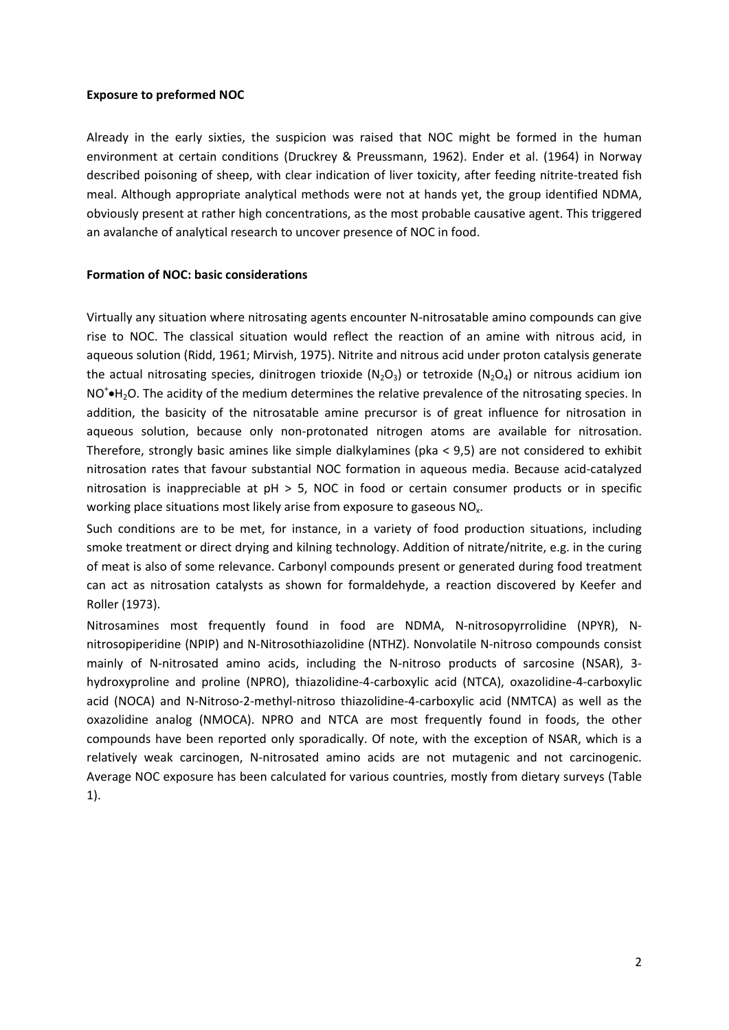**Exposure to preformed NOC**

Already in the early sixties, the suspicion was raised that NOC might be formed in the human environment at certain conditions (Druckrey & Preussmann, 1962). Ender et al. (1964) in Norway described poisoning of sheep, with clear indication of liver toxicity, after feeding nitrite-treated fish meal. Although appropriate analytical methods were not at hands yet, the group identified NDMA, obviously present at rather high concentrations, as the most probable causative agent. This triggered an avalanche of analytical research to uncover presence of NOC in food.

**Formation of NOC: basic considerations**

Virtually any situation where nitrosating agents encounter N-nitrosatable amino compounds can give rise to NOC. The classical situation would reflect the reaction of an amine with nitrous acid, in aqueous solution (Ridd, 1961; Mirvish, 1975). Nitrite and nitrous acid under proton catalysis generate the actual nitrosating species, dinitrogen trioxide ($N_2O_3$) or tetroxide ($N_2O_4$) or nitrous acidium ion $NO^+$•$H_2O$. The acidity of the medium determines the relative prevalence of the nitrosating species. In addition, the basicity of the nitrosatable amine precursor is of great influence for nitrosation in aqueous solution, because only non-protonated nitrogen atoms are available for nitrosation. Therefore, strongly basic amines like simple dialkylamines (pka < 9,5) are not considered to exhibit nitrosation rates that favour substantial NOC formation in aqueous media. Because acid-catalyzed nitrosation is inappreciable at pH > 5, NOC in food or certain consumer products or in specific working place situations most likely arise from exposure to gaseous $NO_x$.

Such conditions are to be met, for instance, in a variety of food production situations, including smoke treatment or direct drying and kilning technology. Addition of nitrate/nitrite, e.g. in the curing of meat is also of some relevance. Carbonyl compounds present or generated during food treatment can act as nitrosation catalysts as shown for formaldehyde, a reaction discovered by Keefer and Roller (1973).

Nitrosamines most frequently found in food are NDMA, N-nitrosopyrrolidine (NPYR), N-nitrosopipiperidine (NPIP) and N-Nitrosothiazolidine (NTHZ). Nonvolatile N-nitroso compounds consist mainly of N-nitrosated amino acids, including the N-nitroso products of sarcosine (NSAR), 3-hydroxyproline and proline (NPRO), thiazolidine-4-carboxylic acid (NTCA), oxazolidine-4-carboxylic acid (NOCA) and N-Nitroso-2-methyl-nitroso thiazolidine-4-carboxylic acid (NMTCA) as well as the oxazolidine analog (NMOCA). NPRO and NTCA are most frequently found in foods, the other compounds have been reported only sporadically. Of note, with the exception of NSAR, which is a relatively weak carcinogen, N-nitrosated amino acids are not mutagenic and not carcinogenic. Average NOC exposure has been calculated for various countries, mostly from dietary surveys (Table 1).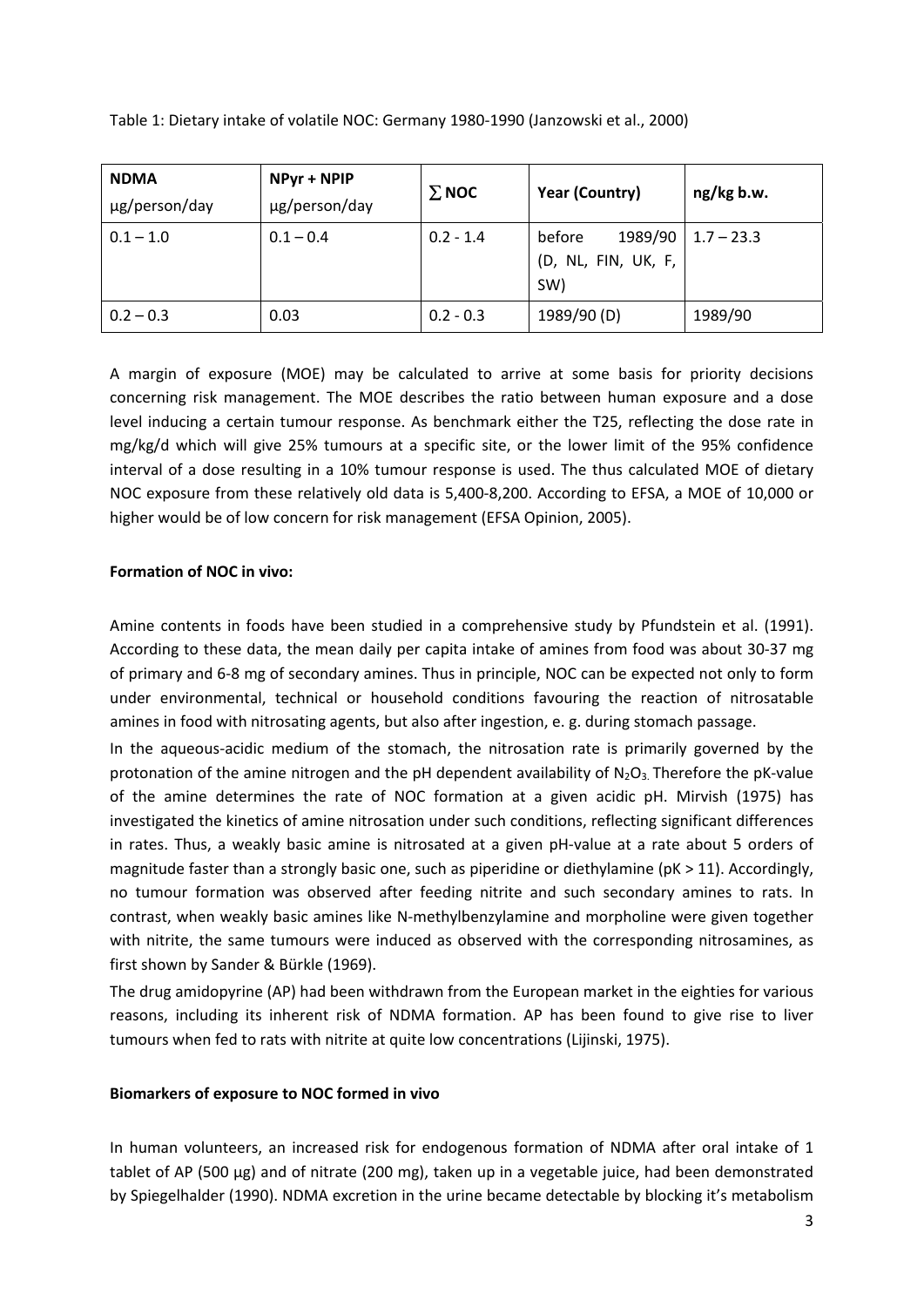Table 1: Dietary intake of volatile NOC: Germany 1980-1990 (Janzowski et al., 2000)

| NDMA µg/person/day | NPyr + NPIP µg/person/day | ∑ NOC | Year (Country) | ng/kg b.w. |
|---|---|---|---|---|
| 0.1 – 1.0 | 0.1 – 0.4 | 0.2 - 1.4 | before 1989/90 (D, NL, FIN, UK, F, SW) | 1.7 – 23.3 |
| 0.2 – 0.3 | 0.03 | 0.2 - 0.3 | 1989/90 (D) | 1989/90 |

A margin of exposure (MOE) may be calculated to arrive at some basis for priority decisions concerning risk management. The MOE describes the ratio between human exposure and a dose level inducing a certain tumour response. As benchmark either the T25, reflecting the dose rate in mg/kg/d which will give 25% tumours at a specific site, or the lower limit of the 95% confidence interval of a dose resulting in a 10% tumour response is used. The thus calculated MOE of dietary NOC exposure from these relatively old data is 5,400-8,200. According to EFSA, a MOE of 10,000 or higher would be of low concern for risk management (EFSA Opinion, 2005).

**Formation of NOC in vivo:**

Amine contents in foods have been studied in a comprehensive study by Pfundstein et al. (1991). According to these data, the mean daily per capita intake of amines from food was about 30-37 mg of primary and 6-8 mg of secondary amines. Thus in principle, NOC can be expected not only to form under environmental, technical or household conditions favouring the reaction of nitrosatable amines in food with nitrosating agents, but also after ingestion, e. g. during stomach passage.

In the aqueous-acidic medium of the stomach, the nitrosation rate is primarily governed by the protonation of the amine nitrogen and the pH dependent availability of $N_2O_3$. Therefore the pK-value of the amine determines the rate of NOC formation at a given acidic pH. Mirvish (1975) has investigated the kinetics of amine nitrosation under such conditions, reflecting significant differences in rates. Thus, a weakly basic amine is nitrosated at a given pH-value at a rate about 5 orders of magnitude faster than a strongly basic one, such as piperidine or diethylamine (pK > 11). Accordingly, no tumour formation was observed after feeding nitrite and such secondary amines to rats. In contrast, when weakly basic amines like N-methylbenzylamine and morpholine were given together with nitrite, the same tumours were induced as observed with the corresponding nitrosamines, as first shown by Sander & Bürkle (1969).

The drug amidopyrine (AP) had been withdrawn from the European market in the eighties for various reasons, including its inherent risk of NDMA formation. AP has been found to give rise to liver tumours when fed to rats with nitrite at quite low concentrations (Lijinski, 1975).

**Biomarkers of exposure to NOC formed in vivo**

In human volunteers, an increased risk for endogenous formation of NDMA after oral intake of 1 tablet of AP (500 µg) and of nitrate (200 mg), taken up in a vegetable juice, had been demonstrated by Spiegelhalder (1990). NDMA excretion in the urine became detectable by blocking it's metabolism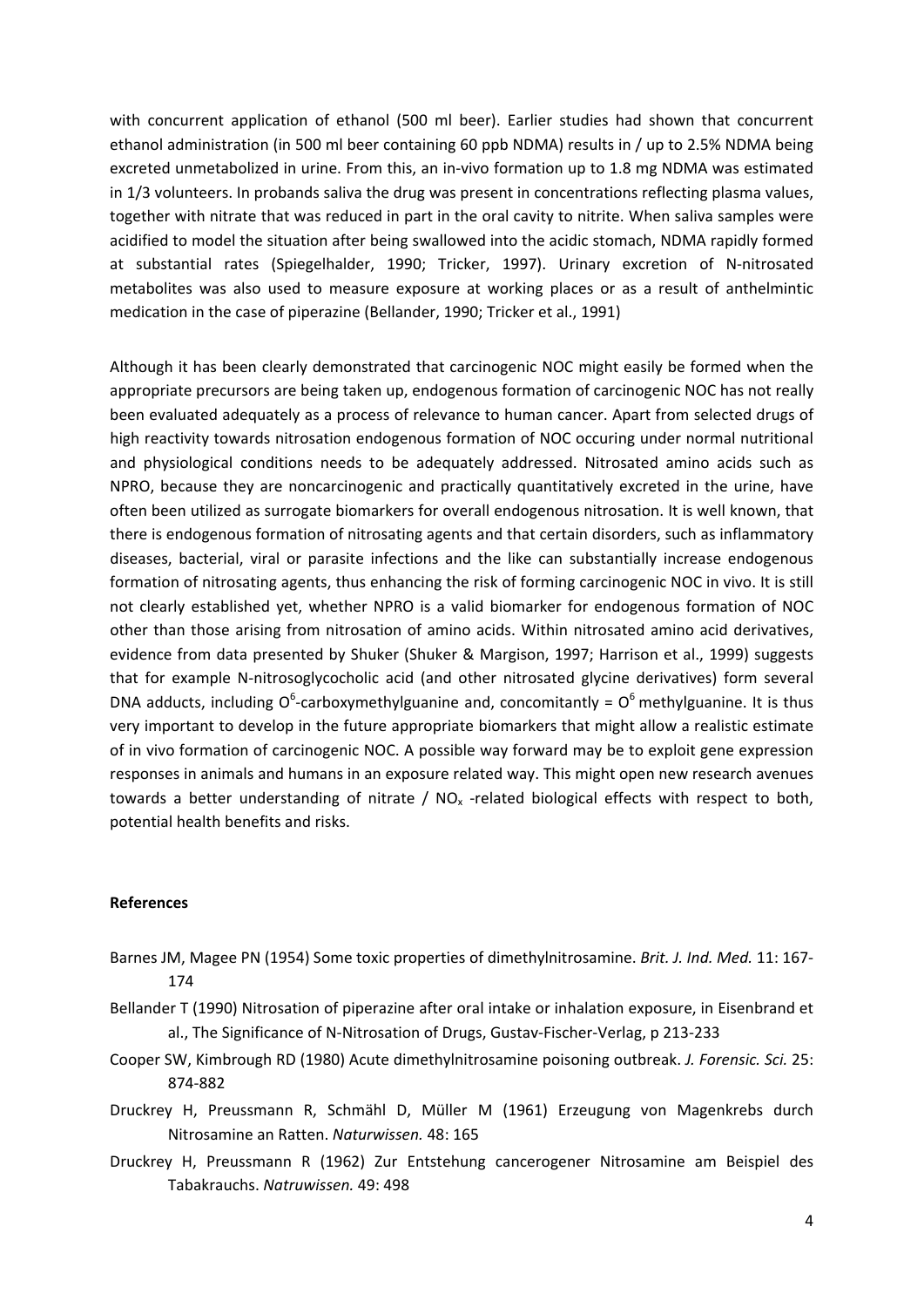with concurrent application of ethanol (500 ml beer). Earlier studies had shown that concurrent ethanol administration (in 500 ml beer containing 60 ppb NDMA) results in / up to 2.5% NDMA being excreted unmetabolized in urine. From this, an in-vivo formation up to 1.8 mg NDMA was estimated in 1/3 volunteers. In probands saliva the drug was present in concentrations reflecting plasma values, together with nitrate that was reduced in part in the oral cavity to nitrite. When saliva samples were acidified to model the situation after being swallowed into the acidic stomach, NDMA rapidly formed at substantial rates (Spiegelhalder, 1990; Tricker, 1997). Urinary excretion of N-nitrosated metabolites was also used to measure exposure at working places or as a result of anthelmintic medication in the case of piperazine (Bellander, 1990; Tricker et al., 1991)

Although it has been clearly demonstrated that carcinogenic NOC might easily be formed when the appropriate precursors are being taken up, endogenous formation of carcinogenic NOC has not really been evaluated adequately as a process of relevance to human cancer. Apart from selected drugs of high reactivity towards nitrosation endogenous formation of NOC occuring under normal nutritional and physiological conditions needs to be adequately addressed. Nitrosated amino acids such as NPRO, because they are noncarcinogenic and practically quantitatively excreted in the urine, have often been utilized as surrogate biomarkers for overall endogenous nitrosation. It is well known, that there is endogenous formation of nitrosating agents and that certain disorders, such as inflammatory diseases, bacterial, viral or parasite infections and the like can substantially increase endogenous formation of nitrosating agents, thus enhancing the risk of forming carcinogenic NOC in vivo. It is still not clearly established yet, whether NPRO is a valid biomarker for endogenous formation of NOC other than those arising from nitrosation of amino acids. Within nitrosated amino acid derivatives, evidence from data presented by Shuker (Shuker & Margison, 1997; Harrison et al., 1999) suggests that for example N-nitrosoglycocholic acid (and other nitrosated glycine derivatives) form several DNA adducts, including $O^6$-carboxymethylguanine and, concomitantly = $O^6$ methylguanine. It is thus very important to develop in the future appropriate biomarkers that might allow a realistic estimate of in vivo formation of carcinogenic NOC. A possible way forward may be to exploit gene expression responses in animals and humans in an exposure related way. This might open new research avenues towards a better understanding of nitrate / $NO_x$ -related biological effects with respect to both, potential health benefits and risks.

**References**

Barnes JM, Magee PN (1954) Some toxic properties of dimethylnitrosamine. *Brit. J. Ind. Med.* 11: 167-174

Bellander T (1990) Nitrosation of piperazine after oral intake or inhalation exposure, in Eisenbrand et al., The Significance of N-Nitrosation of Drugs, Gustav-Fischer-Verlag, p 213-233

Cooper SW, Kimbrough RD (1980) Acute dimethylnitrosamine poisoning outbreak. *J. Forensic. Sci.* 25: 874-882

Druckrey H, Preussmann R, Schmähl D, Müller M (1961) Erzeugung von Magenkrebs durch Nitrosamine an Ratten. *Naturwissen.* 48: 165

Druckrey H, Preussmann R (1962) Zur Entstehung cancerogener Nitrosamine am Beispiel des Tabakrauchs. *Natruwissen.* 49: 498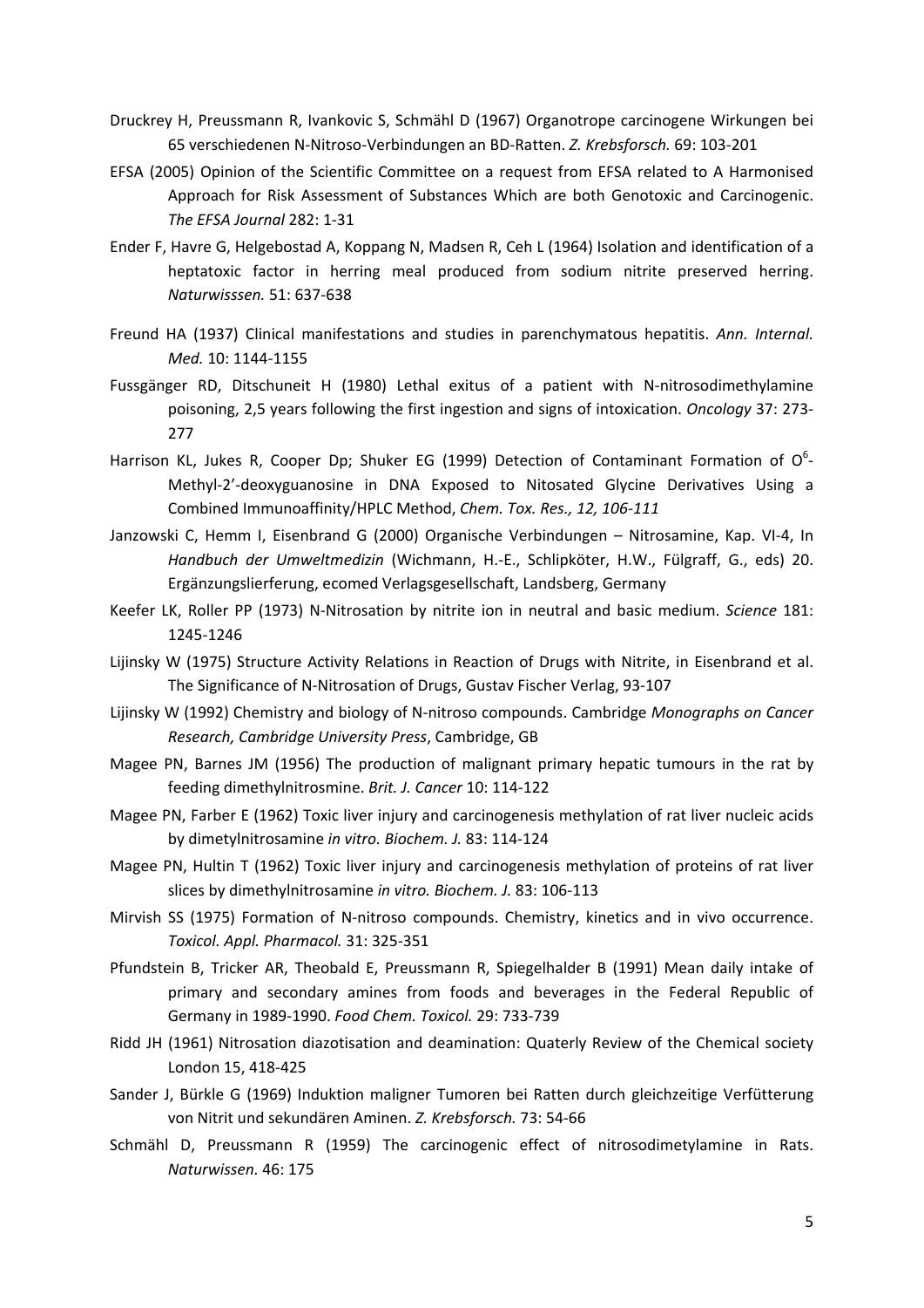Druckrey H, Preussmann R, Ivankovic S, Schmähl D (1967) Organotrope carcinogene Wirkungen bei 65 verschiedenen N-Nitroso-Verbindungen an BD-Ratten. *Z. Krebsforsch.* 69: 103-201

EFSA (2005) Opinion of the Scientific Committee on a request from EFSA related to A Harmonised Approach for Risk Assessment of Substances Which are both Genotoxic and Carcinogenic. *The EFSA Journal* 282: 1-31

Ender F, Havre G, Helgebostad A, Koppang N, Madsen R, Ceh L (1964) Isolation and identification of a heptatoxic factor in herring meal produced from sodium nitrite preserved herring. *Naturwisssen.* 51: 637-638

Freund HA (1937) Clinical manifestations and studies in parenchymatous hepatitis. *Ann. Internal. Med.* 10: 1144-1155

Fussgänger RD, Ditschuneit H (1980) Lethal exitus of a patient with N-nitrosodimethylamine poisoning, 2,5 years following the first ingestion and signs of intoxication. *Oncology* 37: 273-277

Harrison KL, Jukes R, Cooper Dp; Shuker EG (1999) Detection of Contaminant Formation of $O^6$-Methyl-2'-deoxyguanosine in DNA Exposed to Nitosated Glycine Derivatives Using a Combined Immunoaffinity/HPLC Method, *Chem. Tox. Res., 12, 106-111*

Janzowski C, Hemm I, Eisenbrand G (2000) Organische Verbindungen – Nitrosamine, Kap. VI-4, In *Handbuch der Umweltmedizin* (Wichmann, H.-E., Schlipköter, H.W., Fülgraff, G., eds) 20. Ergänzungslierferung, ecomed Verlagsgesellschaft, Landsberg, Germany

Keefer LK, Roller PP (1973) N-Nitrosation by nitrite ion in neutral and basic medium. *Science* 181: 1245-1246

Lijinsky W (1975) Structure Activity Relations in Reaction of Drugs with Nitrite, in Eisenbrand et al. The Significance of N-Nitrosation of Drugs, Gustav Fischer Verlag, 93-107

Lijinsky W (1992) Chemistry and biology of N-nitroso compounds. Cambridge *Monographs on Cancer Research, Cambridge University Press*, Cambridge, GB

Magee PN, Barnes JM (1956) The production of malignant primary hepatic tumours in the rat by feeding dimethylnitrosmine. *Brit. J. Cancer* 10: 114-122

Magee PN, Farber E (1962) Toxic liver injury and carcinogenesis methylation of rat liver nucleic acids by dimetylnitrosamine *in vitro. Biochem. J.* 83: 114-124

Magee PN, Hultin T (1962) Toxic liver injury and carcinogenesis methylation of proteins of rat liver slices by dimethylnitrosamine *in vitro. Biochem. J.* 83: 106-113

Mirvish SS (1975) Formation of N-nitroso compounds. Chemistry, kinetics and in vivo occurrence. *Toxicol. Appl. Pharmacol.* 31: 325-351

Pfundstein B, Tricker AR, Theobald E, Preussmann R, Spiegelhalder B (1991) Mean daily intake of primary and secondary amines from foods and beverages in the Federal Republic of Germany in 1989-1990. *Food Chem. Toxicol.* 29: 733-739

Ridd JH (1961) Nitrosation diazotisation and deamination: Quaterly Review of the Chemical society London 15, 418-425

Sander J, Bürkle G (1969) Induktion maligner Tumoren bei Ratten durch gleichzeitige Verfütterung von Nitrit und sekundären Aminen. *Z. Krebsforsch.* 73: 54-66

Schmähl D, Preussmann R (1959) The carcinogenic effect of nitrosodimetylamine in Rats. *Naturwissen.* 46: 175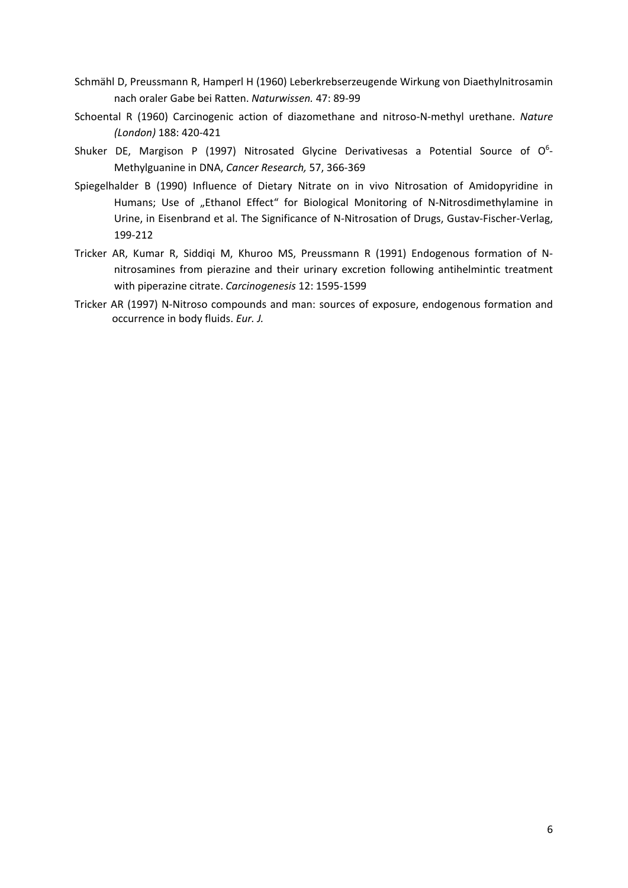Schmähl D, Preussmann R, Hamperl H (1960) Leberkrebserzeugende Wirkung von Diaethylnitrosamin nach oraler Gabe bei Ratten. *Naturwissen.* 47: 89-99

Schoental R (1960) Carcinogenic action of diazomethane and nitroso-N-methyl urethane. *Nature (London)* 188: 420-421

Shuker DE, Margison P (1997) Nitrosated Glycine Derivativesas a Potential Source of $O^6$-Methylguanine in DNA, *Cancer Research,* 57, 366-369

Spiegelhalder B (1990) Influence of Dietary Nitrate on in vivo Nitrosation of Amidopyridine in Humans; Use of „Ethanol Effect" for Biological Monitoring of N-Nitrosdimethylamine in Urine, in Eisenbrand et al. The Significance of N-Nitrosation of Drugs, Gustav-Fischer-Verlag, 199-212

Tricker AR, Kumar R, Siddiqi M, Khuroo MS, Preussmann R (1991) Endogenous formation of N-nitrosamines from pierazine and their urinary excretion following antihelmintic treatment with piperazine citrate. *Carcinogenesis* 12: 1595-1599

Tricker AR (1997) N-Nitroso compounds and man: sources of exposure, endogenous formation and occurrence in body fluids. *Eur. J.*